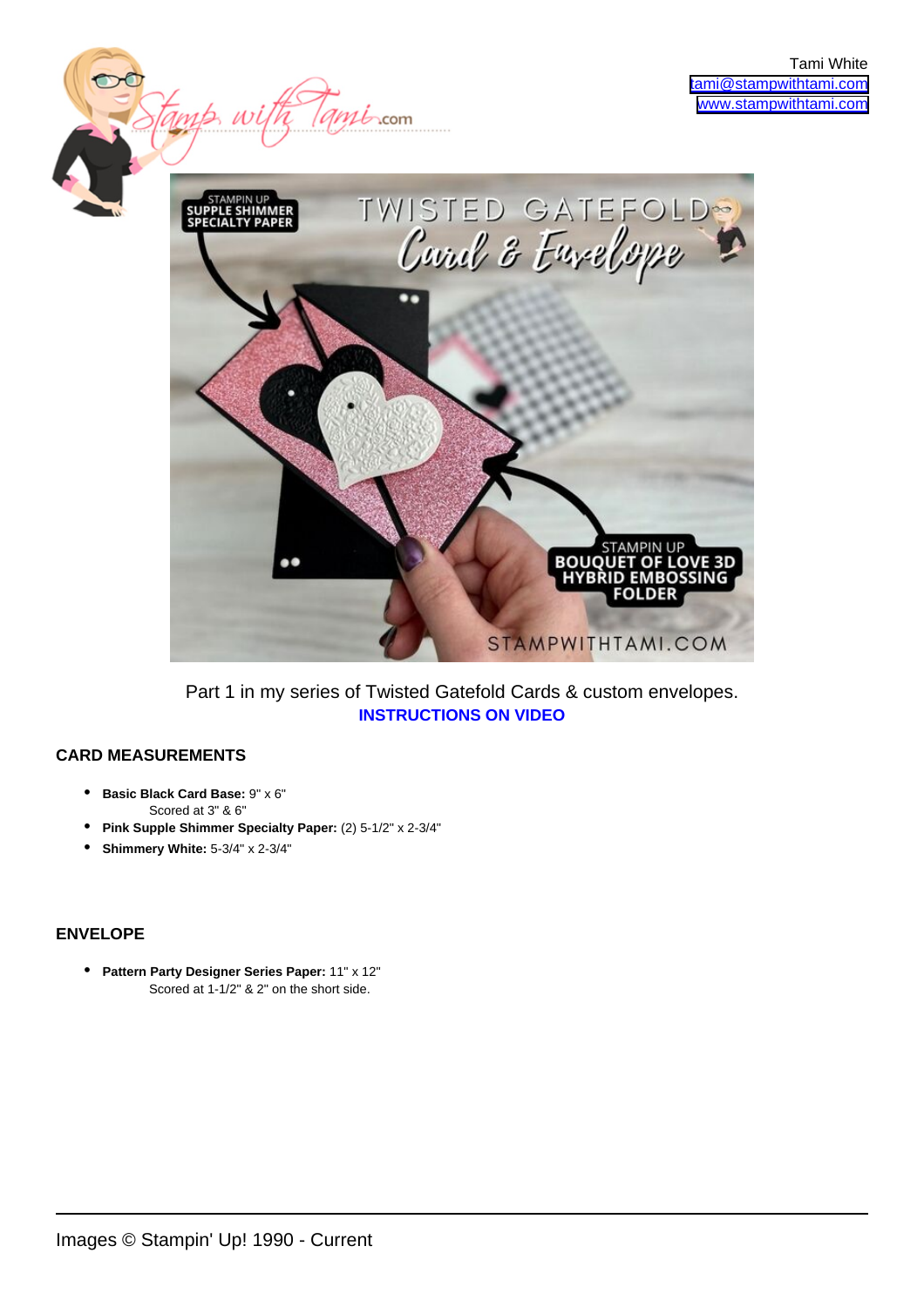Tami White
tami@stampwithtami.com
www.stampwithtami.com

Part 1 in my series of Twisted Gatefold Cards & custom envelopes.
**INSTRUCTIONS ON VIDEO**

### CARD MEASUREMENTS

- **Basic Black Card Base:** 9" x 6"
  Scored at 3" & 6"
- **Pink Supple Shimmer Specialty Paper:** (2) 5-1/2" x 2-3/4"
- **Shimmery White:** 5-3/4" x 2-3/4"

### ENVELOPE

- **Pattern Party Designer Series Paper:** 11" x 12"
  Scored at 1-1/2" & 2" on the short side.

Images © Stampin' Up! 1990 - Current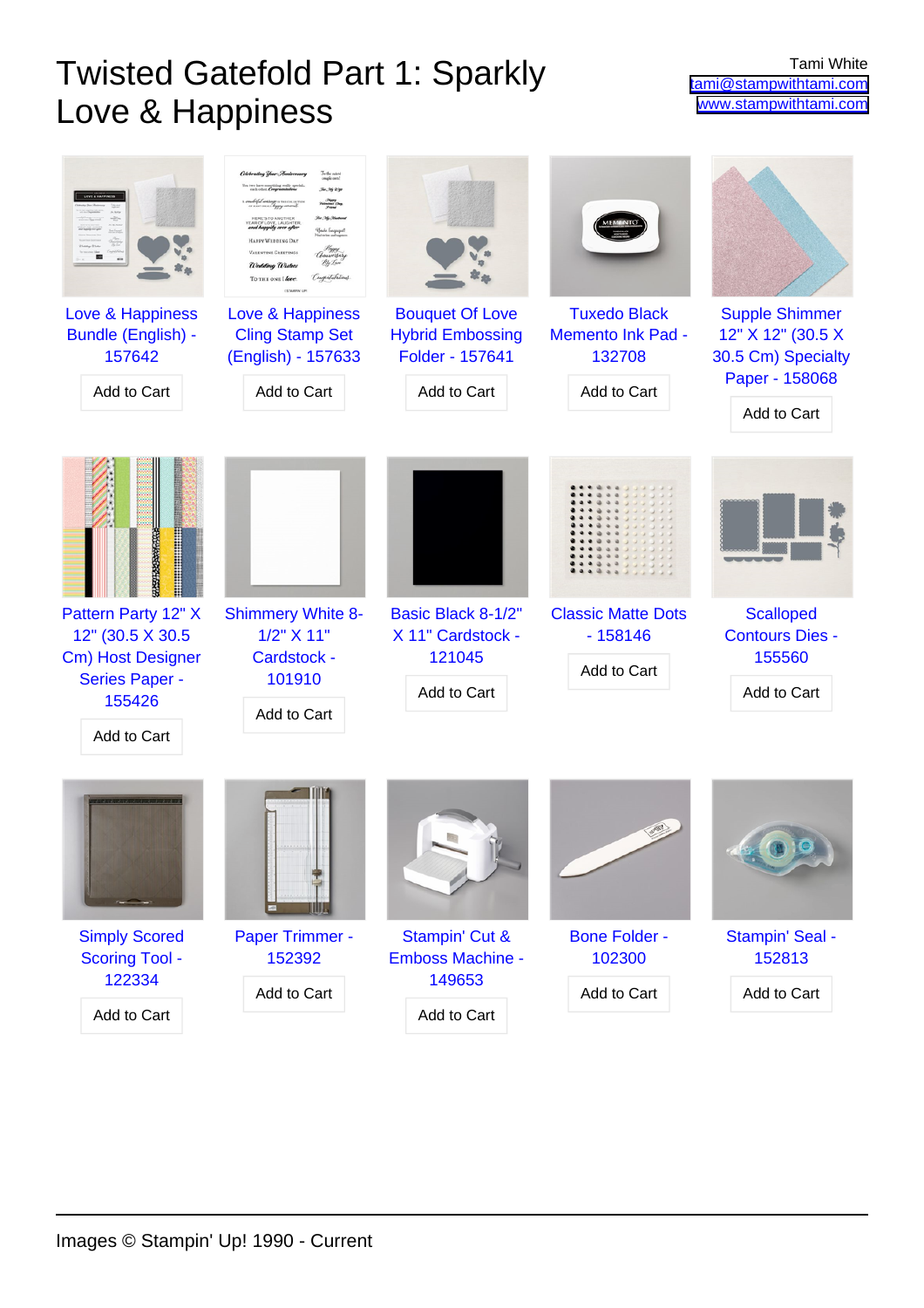# Twisted Gatefold Part 1: Sparkly Love & Happiness

Tami White
tami@stampwithtami.com
www.stampwithtami.com

Love & Happiness Bundle (English) - 157642
Add to Cart

Love & Happiness Cling Stamp Set (English) - 157633
Add to Cart

Bouquet Of Love Hybrid Embossing Folder - 157641
Add to Cart

Tuxedo Black Memento Ink Pad - 132708
Add to Cart

Supple Shimmer 12" X 12" (30.5 X 30.5 Cm) Specialty Paper - 158068
Add to Cart

Pattern Party 12" X 12" (30.5 X 30.5 Cm) Host Designer Series Paper - 155426
Add to Cart

Shimmery White 8-1/2" X 11" Cardstock - 101910
Add to Cart

Basic Black 8-1/2" X 11" Cardstock - 121045
Add to Cart

Classic Matte Dots - 158146
Add to Cart

Scalloped Contours Dies - 155560
Add to Cart

Simply Scored Scoring Tool - 122334
Add to Cart

Paper Trimmer - 152392
Add to Cart

Stampin' Cut & Emboss Machine - 149653
Add to Cart

Bone Folder - 102300
Add to Cart

Stampin' Seal - 152813
Add to Cart

Images © Stampin' Up! 1990 - Current